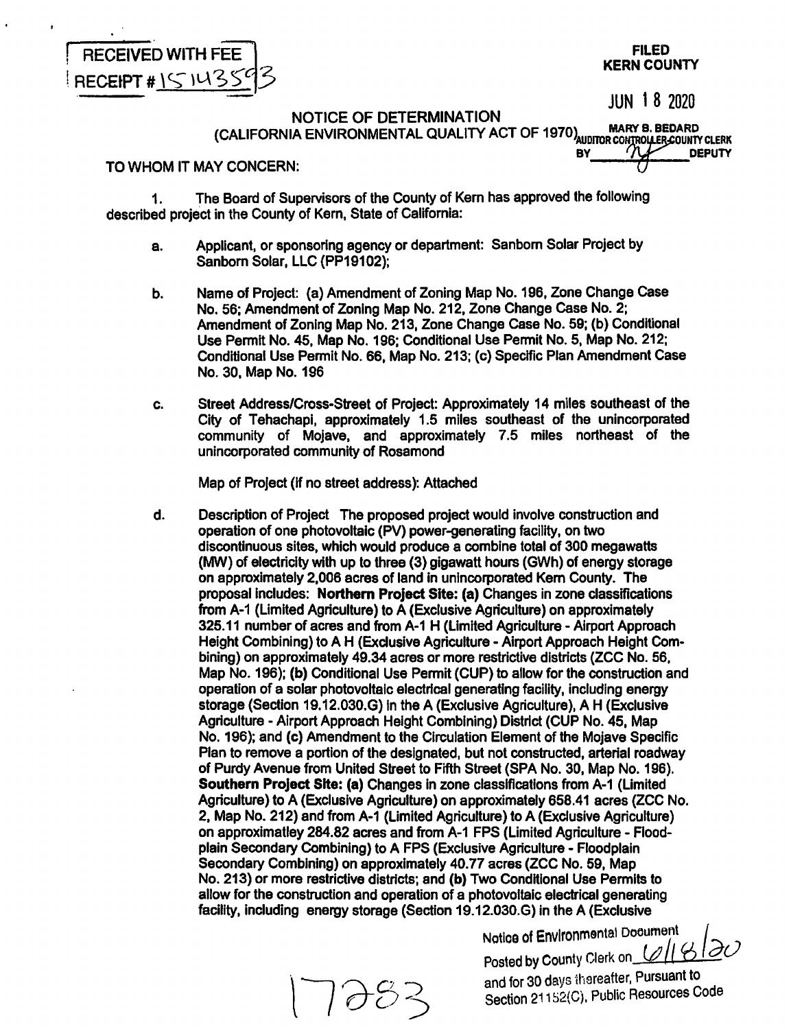RECEIVED WITH FEE
RECEIPT # 1514355593

FILED
KERN COUNTY

JUN 18 2020

MARY B. BEDARD
AUDITOR CONTROLLER-COUNTY CLERK
BY ______ DEPUTY

# NOTICE OF DETERMINATION
## (CALIFORNIA ENVIRONMENTAL QUALITY ACT OF 1970)

TO WHOM IT MAY CONCERN:

1. The Board of Supervisors of the County of Kern has approved the following described project in the County of Kern, State of California:

   a. Applicant, or sponsoring agency or department: Sanborn Solar Project by Sanborn Solar, LLC (PP19102);

   b. Name of Project: (a) Amendment of Zoning Map No. 196, Zone Change Case No. 56; Amendment of Zoning Map No. 212, Zone Change Case No. 2; Amendment of Zoning Map No. 213, Zone Change Case No. 59; (b) Conditional Use Permit No. 45, Map No. 196; Conditional Use Permit No. 5, Map No. 212; Conditional Use Permit No. 66, Map No. 213; (c) Specific Plan Amendment Case No. 30, Map No. 196

   c. Street Address/Cross-Street of Project: Approximately 14 miles southeast of the City of Tehachapi, approximately 1.5 miles southeast of the unincorporated community of Mojave, and approximately 7.5 miles northeast of the unincorporated community of Rosamond

      Map of Project (if no street address): Attached

   d. Description of Project The proposed project would involve construction and operation of one photovoltaic (PV) power-generating facility, on two discontinuous sites, which would produce a combine total of 300 megawatts (MW) of electricity with up to three (3) gigawatt hours (GWh) of energy storage on approximately 2,006 acres of land in unincorporated Kern County. The proposal includes: **Northern Project Site: (a)** Changes in zone classifications from A-1 (Limited Agriculture) to A (Exclusive Agriculture) on approximately 325.11 number of acres and from A-1 H (Limited Agriculture - Airport Approach Height Combining) to A H (Exclusive Agriculture - Airport Approach Height Combining) on approximately 49.34 acres or more restrictive districts (ZCC No. 56, Map No. 196); **(b)** Conditional Use Permit (CUP) to allow for the construction and operation of a solar photovoltaic electrical generating facility, including energy storage (Section 19.12.030.G) in the A (Exclusive Agriculture), A H (Exclusive Agriculture - Airport Approach Height Combining) District (CUP No. 45, Map No. 196); and **(c)** Amendment to the Circulation Element of the Mojave Specific Plan to remove a portion of the designated, but not constructed, arterial roadway of Purdy Avenue from United Street to Fifth Street (SPA No. 30, Map No. 196). **Southern Project Site: (a)** Changes in zone classifications from A-1 (Limited Agriculture) to A (Exclusive Agriculture) on approximately 658.41 acres (ZCC No. 2, Map No. 212) and from A-1 (Limited Agriculture) to A (Exclusive Agriculture) on approximatley 284.82 acres and from A-1 FPS (Limited Agriculture - Floodplain Secondary Combining) to A FPS (Exclusive Agriculture - Floodplain Secondary Combining) on approximately 40.77 acres (ZCC No. 59, Map No. 213) or more restrictive districts; and **(b)** Two Conditional Use Permits to allow for the construction and operation of a photovoltaic electrical generating facility, including energy storage (Section 19.12.030.G) in the A (Exclusive

Notice of Environmental Document
Posted by County Clerk on 6/18/20
and for 30 days thereafter, Pursuant to Section 21152(C), Public Resources Code

17283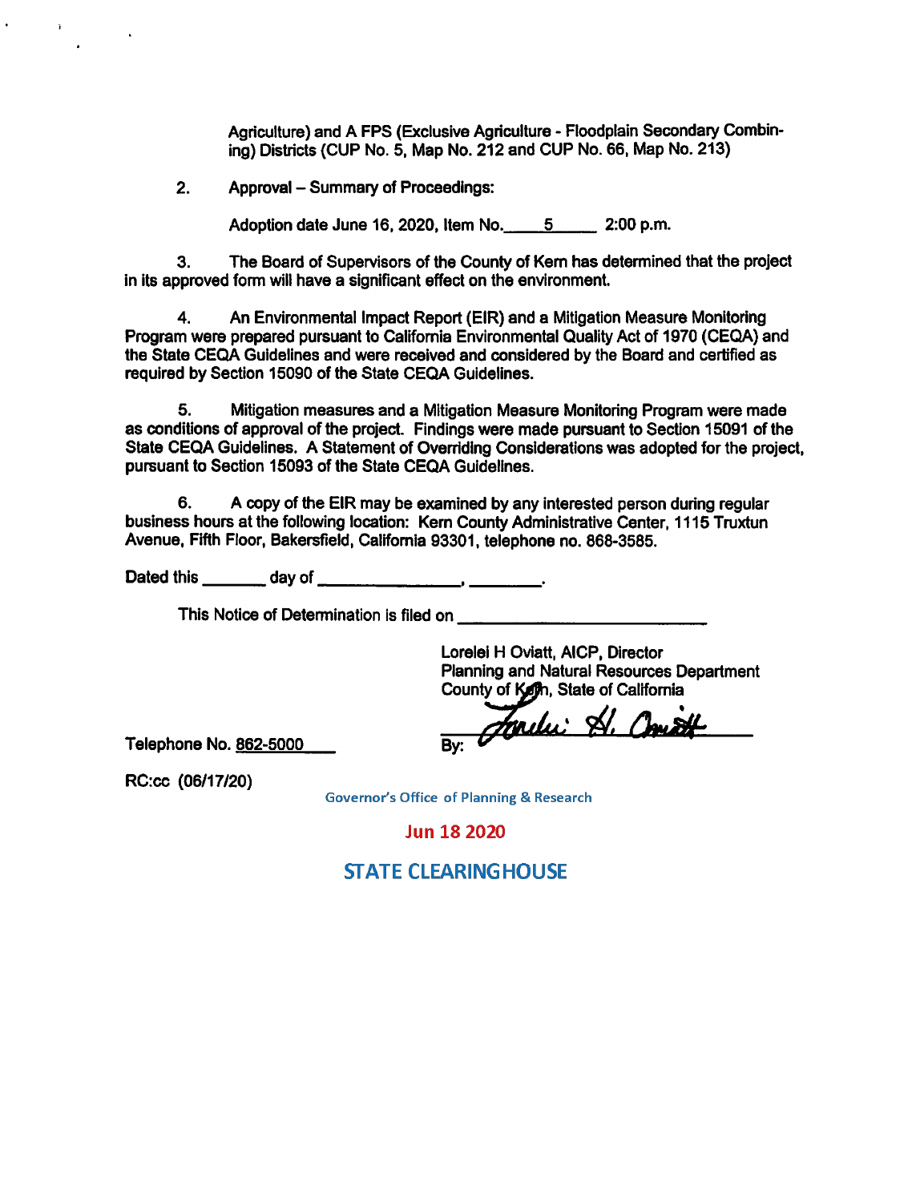Agriculture) and A FPS (Exclusive Agriculture - Floodplain Secondary Combining) Districts (CUP No. 5, Map No. 212 and CUP No. 66, Map No. 213)

2. Approval – Summary of Proceedings:

   Adoption date June 16, 2020, Item No. 5 2:00 p.m.

3. The Board of Supervisors of the County of Kern has determined that the project in its approved form will have a significant effect on the environment.

4. An Environmental Impact Report (EIR) and a Mitigation Measure Monitoring Program were prepared pursuant to California Environmental Quality Act of 1970 (CEQA) and the State CEQA Guidelines and were received and considered by the Board and certified as required by Section 15090 of the State CEQA Guidelines.

5. Mitigation measures and a Mitigation Measure Monitoring Program were made as conditions of approval of the project. Findings were made pursuant to Section 15091 of the State CEQA Guidelines. A Statement of Overriding Considerations was adopted for the project, pursuant to Section 15093 of the State CEQA Guidelines.

6. A copy of the EIR may be examined by any interested person during regular business hours at the following location: Kern County Administrative Center, 1115 Truxtun Avenue, Fifth Floor, Bakersfield, California 93301, telephone no. 868-3585.

Dated this _______ day of _______________, ________.

This Notice of Determination is filed on __________________________

Lorelei H Oviatt, AICP, Director
Planning and Natural Resources Department
County of Kern, State of California

By: Lorelei H. Oviatt

Telephone No. 862-5000

RC:cc (06/17/20)

Governor's Office of Planning & Research

Jun 18 2020

STATE CLEARINGHOUSE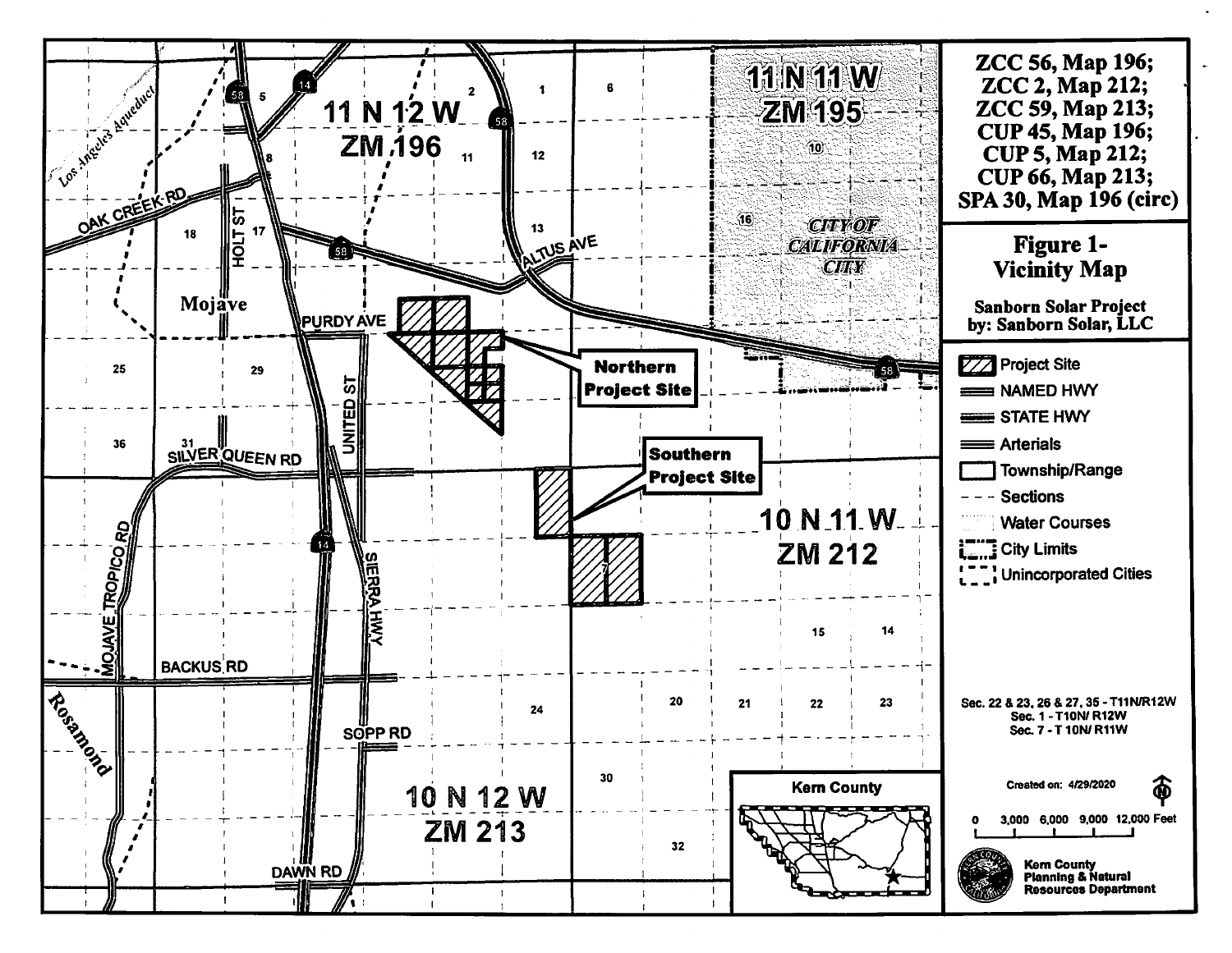ZCC 56, Map 196;
ZCC 2, Map 212;
ZCC 59, Map 213;
CUP 45, Map 196;
CUP 5, Map 212;
CUP 66, Map 213;
SPA 30, Map 196 (circ)

# Figure 1- Vicinity Map

**Sanborn Solar Project by: Sanborn Solar, LLC**

Legend:
- Project Site
- NAMED HWY
- STATE HWY
- Arterials
- Township/Range
- Sections
- Water Courses
- City Limits
- Unincorporated Cities

Sec. 22 & 23, 26 & 27, 35 - T11N/R12W
Sec. 1 - T10N/ R12W
Sec. 7 - T 10N/ R11W

Created on: 4/29/2020

0 3,000 6,000 9,000 12,000 Feet

Kern County Planning & Natural Resources Department

11 N 12 W ZM 196

11 N 11 W ZM 195

10 N 11 W ZM 212

10 N 12 W ZM 213

CITY OF CALIFORNIA CITY

Mojave

Rosamond

Los Angeles Aqueduct

OAK CREEK RD, HOLT ST, PURDY AVE, ALTUS AVE, UNITED ST, SILVER QUEEN RD, SIERRA HWY, MOJAVE TROPICO RD, BACKUS RD, SOPP RD, DAWN RD

58, 14

Northern Project Site

Southern Project Site

Kern County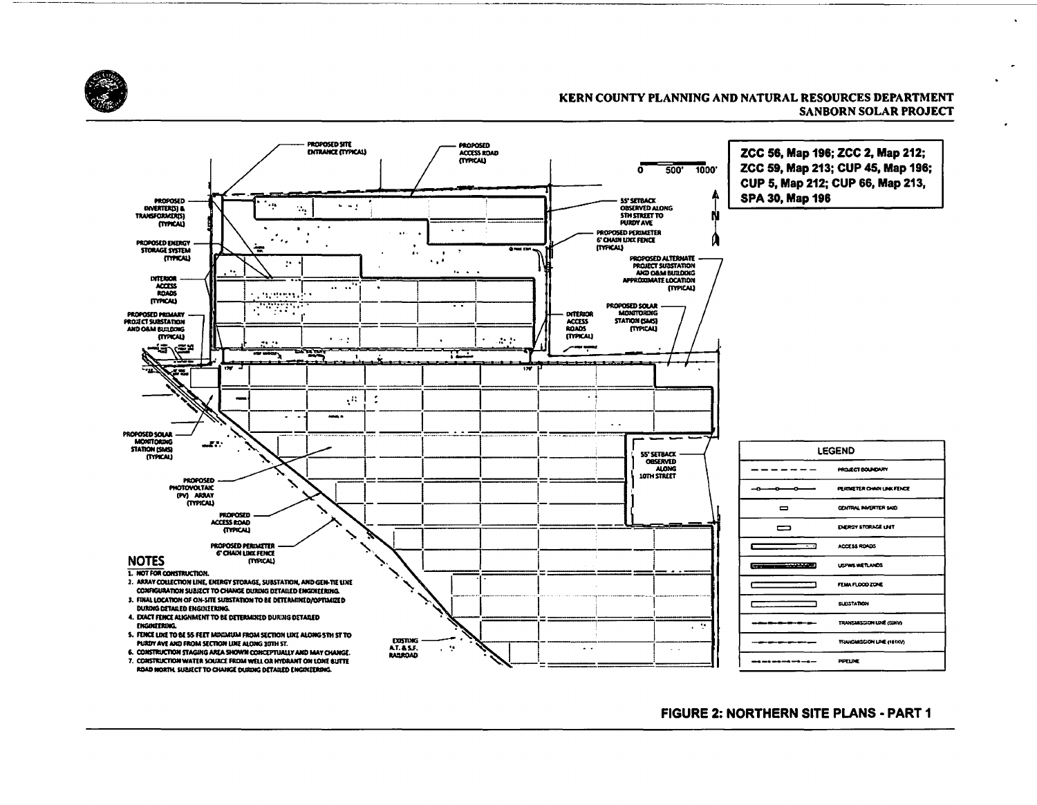**KERN COUNTY PLANNING AND NATURAL RESOURCES DEPARTMENT**
**SANBORN SOLAR PROJECT**

**ZCC 56, Map 196; ZCC 2, Map 212; ZCC 59, Map 213; CUP 45, Map 196; CUP 5, Map 212; CUP 66, Map 213, SPA 30, Map 196**

PROPOSED SITE ENTRANCE (TYPICAL)

PROPOSED ACCESS ROAD (TYPICAL)

PROPOSED INVERTER(S) & TRANSFORMER(S) (TYPICAL)

PROPOSED ENERGY STORAGE SYSTEM (TYPICAL)

INTERIOR ACCESS ROADS (TYPICAL)

PROPOSED PRIMARY PROJECT SUBSTATION AND O&M BUILDING (TYPICAL)

55' SETBACK OBSERVED ALONG 5TH STREET TO PURDY AVE

PROPOSED PERIMETER 6' CHAIN LINK FENCE (TYPICAL)

PROPOSED ALTERNATE PROJECT SUBSTATION AND O&M BUILDING APPROXIMATE LOCATION (TYPICAL)

PROPOSED SOLAR MONITORING STATION (SMS) (TYPICAL)

PROPOSED PHOTOVOLTAIC (PV) ARRAY (TYPICAL)

55' SETBACK OBSERVED ALONG 10TH STREET

EXISTING A.T. & S.F. RAILROAD

0 500' 1000'

N

| LEGEND | |
|---|---|
| | PROJECT BOUNDARY |
| | PERIMETER CHAIN LINK FENCE |
| | CENTRAL INVERTER SKID |
| | ENERGY STORAGE UNIT |
| | ACCESS ROADS |
| | USFWS WETLANDS |
| | FEMA FLOOD ZONE |
| | SUBSTATION |
| | TRANSMISSION LINE (20KV) |
| | TRANSMISSION LINE (161KV) |
| | PIPELINE |

## NOTES

1. NOT FOR CONSTRUCTION.
2. ARRAY COLLECTION LINE, ENERGY STORAGE, SUBSTATION, AND GEN-TIE LINE CONFIGURATION SUBJECT TO CHANGE DURING DETAILED ENGINEERING.
3. FINAL LOCATION OF ON-SITE SUBSTATION TO BE DETERMINED/OPTIMIZED DURING DETAILED ENGINEERING.
4. EXACT FENCE ALIGNMENT TO BE DETERMINED DURING DETAILED ENGINEERING.
5. FENCE LINE TO BE 55 FEET MINIMUM FROM SECTION LINE ALONG 5TH ST TO PURDY AVE AND FROM SECTION LINE ALONG 10TH ST.
6. CONSTRUCTION STAGING AREA SHOWN CONCEPTUALLY AND MAY CHANGE.
7. CONSTRUCTION WATER SOURCE FROM WELL OR HYDRANT ON LONE BUTTE ROAD NORTH. SUBJECT TO CHANGE DURING DETAILED ENGINEERING.

**FIGURE 2: NORTHERN SITE PLANS - PART 1**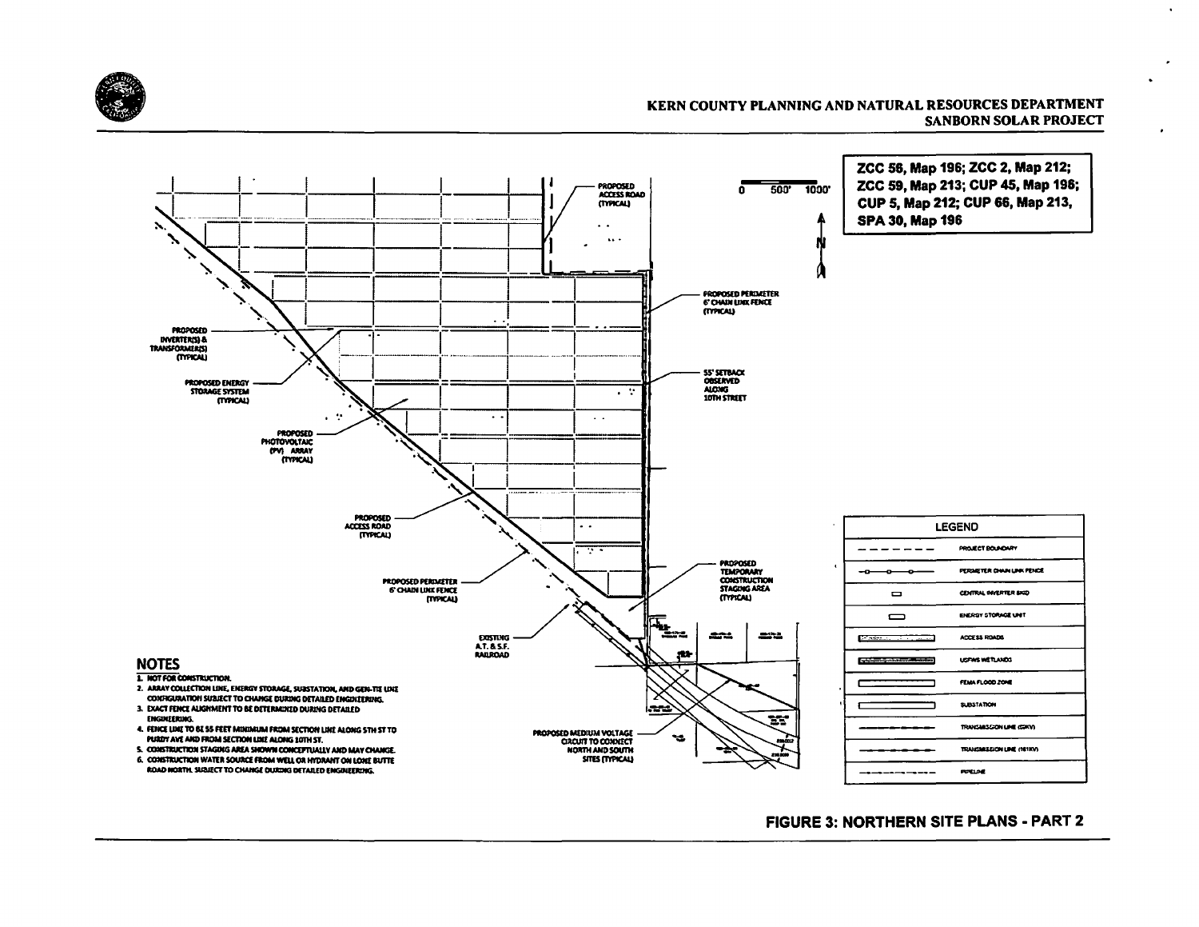KERN COUNTY PLANNING AND NATURAL RESOURCES DEPARTMENT
SANBORN SOLAR PROJECT

**ZCC 56, Map 196; ZCC 2, Map 212; ZCC 59, Map 213; CUP 45, Map 196; CUP 5, Map 212; CUP 66, Map 213, SPA 30, Map 196**

PROPOSED ACCESS ROAD (TYPICAL)

PROPOSED PERIMETER 6' CHAIN LINK FENCE (TYPICAL)

55' SETBACK OBSERVED ALONG 10TH STREET

PROPOSED INVERTER(S) & TRANSFORMER(S) (TYPICAL)

PROPOSED ENERGY STORAGE SYSTEM (TYPICAL)

PROPOSED PHOTOVOLTAIC (PV) ARRAY (TYPICAL)

PROPOSED ACCESS ROAD (TYPICAL)

PROPOSED PERIMETER 6' CHAIN LINK FENCE (TYPICAL)

PROPOSED TEMPORARY CONSTRUCTION STAGING AREA (TYPICAL)

EXISTING A.T. & S.F. RAILROAD

PROPOSED MEDIUM VOLTAGE CIRCUIT TO CONNECT NORTH AND SOUTH SITES (TYPICAL)

| LEGEND | |
|---|---|
| | PROJECT BOUNDARY |
| | PERIMETER CHAIN LINK FENCE |
| | CENTRAL INVERTER SKID |
| | ENERGY STORAGE UNIT |
| | ACCESS ROADS |
| | USFWS WETLANDS |
| | FEMA FLOOD ZONE |
| | SUBSTATION |
| | TRANSMISSION LINE (33KV) |
| | TRANSMISSION LINE (161KV) |
| | PIPELINE |

## NOTES

1. NOT FOR CONSTRUCTION.
2. ARRAY COLLECTION LINE, ENERGY STORAGE, SUBSTATION, AND GEN-TIE LINE CONFIGURATION SUBJECT TO CHANGE DURING DETAILED ENGINEERING.
3. EXACT FENCE ALIGNMENT TO BE DETERMINED DURING DETAILED ENGINEERING.
4. FENCE LINE TO BE 55 FEET MINIMUM FROM SECTION LINE ALONG 5TH ST TO PURDY AVE AND FROM SECTION LINE ALONG 10TH ST.
5. CONSTRUCTION STAGING AREA SHOWN CONCEPTUALLY AND MAY CHANGE.
6. CONSTRUCTION WATER SOURCE FROM WELL OR HYDRANT ON LONE BUTTE ROAD NORTH. SUBJECT TO CHANGE DURING DETAILED ENGINEERING.

**FIGURE 3: NORTHERN SITE PLANS - PART 2**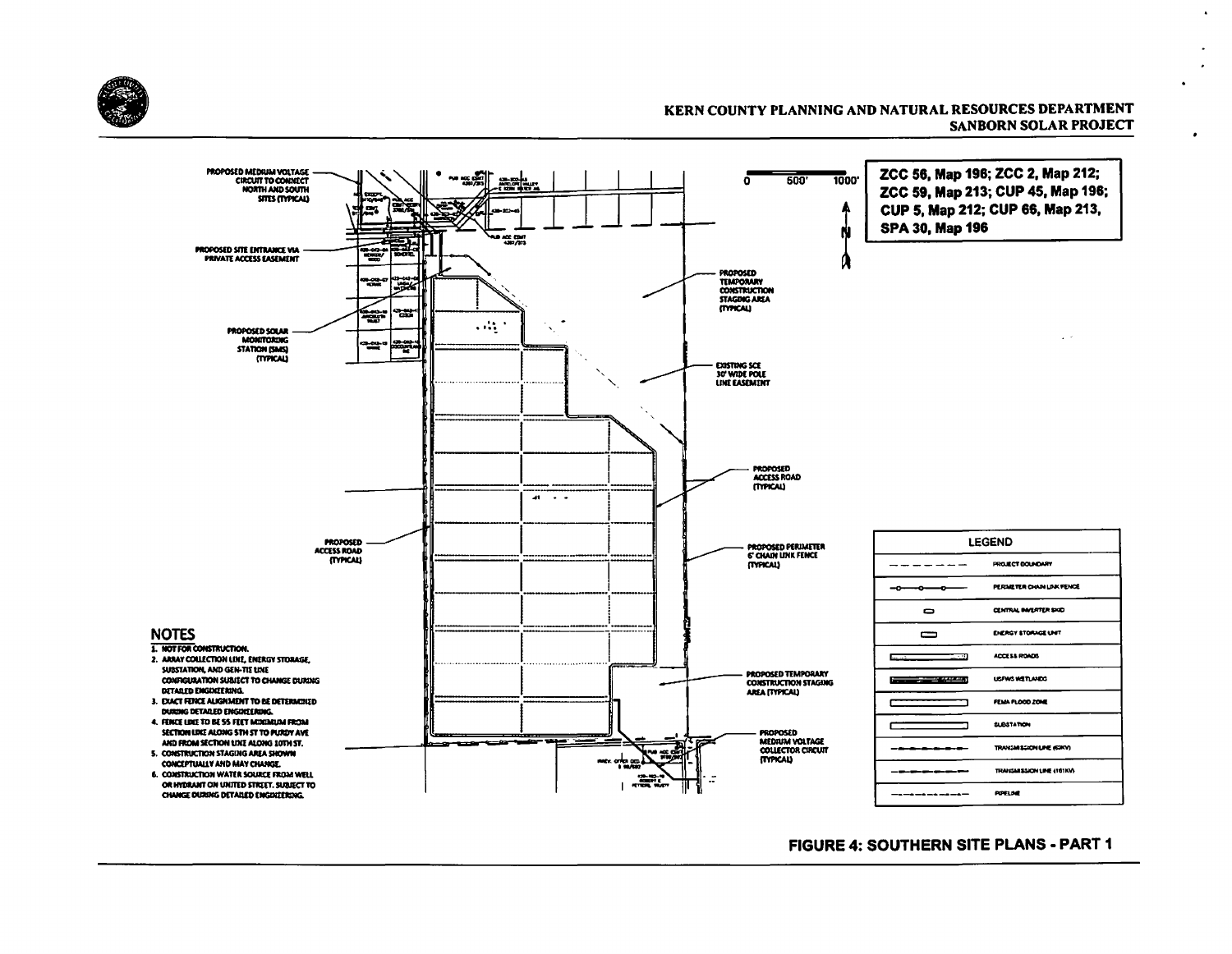**KERN COUNTY PLANNING AND NATURAL RESOURCES DEPARTMENT**
**SANBORN SOLAR PROJECT**

**ZCC 56, Map 196; ZCC 2, Map 212; ZCC 59, Map 213; CUP 45, Map 196; CUP 5, Map 212; CUP 66, Map 213, SPA 30, Map 196**

0 500' 1000'

N

- PROPOSED MEDIUM VOLTAGE CIRCUIT TO CONNECT NORTH AND SOUTH SITES (TYPICAL)
- PROPOSED SITE ENTRANCE VIA PRIVATE ACCESS EASEMENT
- PROPOSED SOLAR MONITORING STATION (SMS) (TYPICAL)
- PROPOSED ACCESS ROAD (TYPICAL)
- PROPOSED TEMPORARY CONSTRUCTION STAGING AREA (TYPICAL)
- EXISTING SCE 30' WIDE POLE LINE EASEMENT
- PROPOSED ACCESS ROAD (TYPICAL)
- PROPOSED PERIMETER 6' CHAIN LINK FENCE (TYPICAL)
- PROPOSED TEMPORARY CONSTRUCTION STAGING AREA (TYPICAL)
- PROPOSED MEDIUM VOLTAGE COLLECTOR CIRCUIT (TYPICAL)

## NOTES

1. NOT FOR CONSTRUCTION.
2. ARRAY COLLECTION LINE, ENERGY STORAGE, SUBSTATION, AND GEN-TIE LINE CONFIGURATION SUBJECT TO CHANGE DURING DETAILED ENGINEERING.
3. EXACT FENCE ALIGNMENT TO BE DETERMINED DURING DETAILED ENGINEERING.
4. FENCE LINE TO BE 55 FEET MINIMUM FROM SECTION LINE ALONG 5TH ST TO PURDY AVE AND FROM SECTION LINE ALONG 10TH ST.
5. CONSTRUCTION STAGING AREA SHOWN CONCEPTUALLY AND MAY CHANGE.
6. CONSTRUCTION WATER SOURCE FROM WELL OR HYDRANT ON UNITED STREET. SUBJECT TO CHANGE DURING DETAILED ENGINEERING.

| LEGEND |
|---|
| PROJECT BOUNDARY |
| PERIMETER CHAIN LINK FENCE |
| CENTRAL INVERTER SKID |
| ENERGY STORAGE UNIT |
| ACCESS ROADS |
| USFWS WETLANDS |
| FEMA FLOOD ZONE |
| SUBSTATION |
| TRANSMISSION LINE (66KV) |
| TRANSMISSION LINE (161KV) |
| PIPELINE |

**FIGURE 4: SOUTHERN SITE PLANS - PART 1**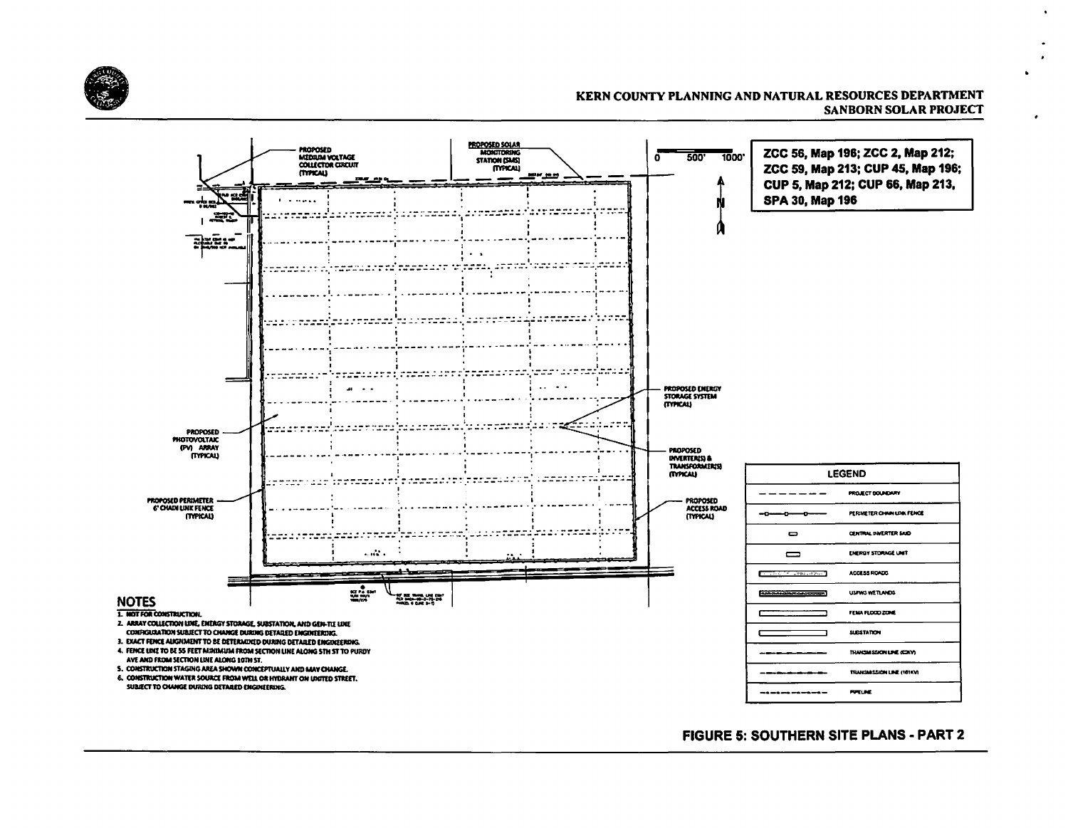## KERN COUNTY PLANNING AND NATURAL RESOURCES DEPARTMENT
## SANBORN SOLAR PROJECT

**ZCC 56, Map 196; ZCC 2, Map 212; ZCC 59, Map 213; CUP 45, Map 196; CUP 5, Map 212; CUP 66, Map 213, SPA 30, Map 196**

0 500' 1000'

N

PROPOSED MEDIUM VOLTAGE COLLECTOR CIRCUIT (TYPICAL)

PROPOSED SOLAR MONITORING STATION (SMS) (TYPICAL)

PROPOSED ENERGY STORAGE SYSTEM (TYPICAL)

PROPOSED INVERTER(S) & TRANSFORMER(S) (TYPICAL)

PROPOSED PHOTOVOLTAIC (PV) ARRAY (TYPICAL)

PROPOSED PERIMETER 6' CHAIN LINK FENCE (TYPICAL)

PROPOSED ACCESS ROAD (TYPICAL)

### NOTES

1. NOT FOR CONSTRUCTION.
2. ARRAY COLLECTION LINE, ENERGY STORAGE, SUBSTATION, AND GEN-TIE LINE CONFIGURATION SUBJECT TO CHANGE DURING DETAILED ENGINEERING.
3. EXACT FENCE ALIGNMENT TO BE DETERMINED DURING DETAILED ENGINEERING.
4. FENCE LINE TO BE 55 FEET MINIMUM FROM SECTION LINE ALONG 5TH ST TO PURDY AVE AND FROM SECTION LINE ALONG 10TH ST.
5. CONSTRUCTION STAGING AREA SHOWN CONCEPTUALLY AND MAY CHANGE.
6. CONSTRUCTION WATER SOURCE FROM WELL OR HYDRANT ON UNITED STREET. SUBJECT TO CHANGE DURING DETAILED ENGINEERING.

| LEGEND |
| --- |
| PROJECT BOUNDARY |
| PERIMETER CHAIN LINK FENCE |
| CENTRAL INVERTER SKID |
| ENERGY STORAGE UNIT |
| ACCESS ROADS |
| USFWS WETLANDS |
| FEMA FLOOD ZONE |
| SUBSTATION |
| TRANSMISSION LINE (33KV) |
| TRANSMISSION LINE (161KV) |
| PIPELINE |

**FIGURE 5: SOUTHERN SITE PLANS - PART 2**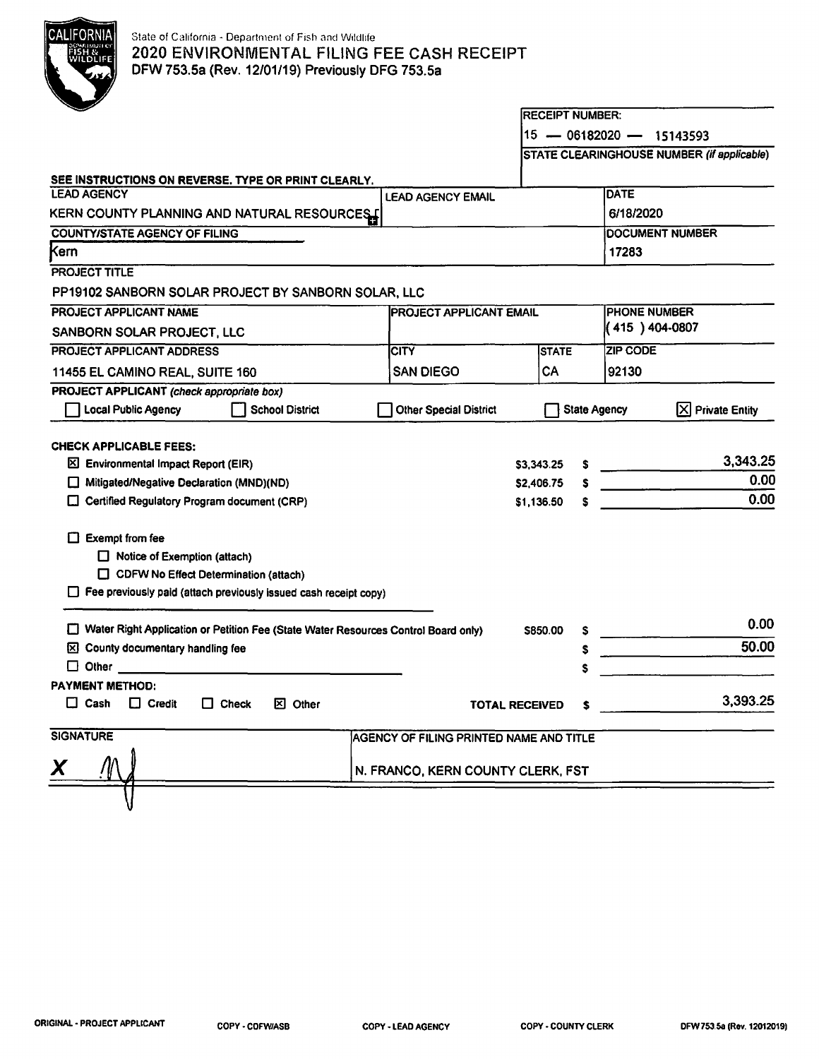State of California - Department of Fish and Wildlife

# 2020 ENVIRONMENTAL FILING FEE CASH RECEIPT

DFW 753.5a (Rev. 12/01/19) Previously DFG 753.5a

**RECEIPT NUMBER:**
15 — 06182020 — 15143593

**STATE CLEARINGHOUSE NUMBER** *(if applicable)*

**SEE INSTRUCTIONS ON REVERSE. TYPE OR PRINT CLEARLY.**

| LEAD AGENCY | LEAD AGENCY EMAIL | DATE |
|---|---|---|
| KERN COUNTY PLANNING AND NATURAL RESOURCES | | 6/18/2020 |

| COUNTY/STATE AGENCY OF FILING | DOCUMENT NUMBER |
|---|---|
| Kern | 17283 |

**PROJECT TITLE**
PP19102 SANBORN SOLAR PROJECT BY SANBORN SOLAR, LLC

| PROJECT APPLICANT NAME | PROJECT APPLICANT EMAIL | PHONE NUMBER |
|---|---|---|
| SANBORN SOLAR PROJECT, LLC | | (415 ) 404-0807 |

| PROJECT APPLICANT ADDRESS | CITY | STATE | ZIP CODE |
|---|---|---|---|
| 11455 EL CAMINO REAL, SUITE 160 | SAN DIEGO | CA | 92130 |

**PROJECT APPLICANT** *(check appropriate box)*

☐ Local Public Agency ☐ School District ☐ Other Special District ☐ State Agency ☒ Private Entity

**CHECK APPLICABLE FEES:**

| Fee | Amount | Paid |
|---|---|---|
| ☒ Environmental Impact Report (EIR) | $3,343.25 | $ 3,343.25 |
| ☐ Mitigated/Negative Declaration (MND)(ND) | $2,406.75 | $ 0.00 |
| ☐ Certified Regulatory Program document (CRP) | $1,136.50 | $ 0.00 |

☐ Exempt from fee
- ☐ Notice of Exemption (attach)
- ☐ CDFW No Effect Determination (attach)

☐ Fee previously paid (attach previously issued cash receipt copy)

| Fee | Amount | Paid |
|---|---|---|
| ☐ Water Right Application or Petition Fee (State Water Resources Control Board only) | $850.00 | $ 0.00 |
| ☒ County documentary handling fee | | $ 50.00 |
| ☐ Other | | $ |

**PAYMENT METHOD:**

☐ Cash ☐ Credit ☐ Check ☒ Other

**TOTAL RECEIVED** $ 3,393.25

| SIGNATURE | AGENCY OF FILING PRINTED NAME AND TITLE |
|---|---|
| X [signature] | N. FRANCO, KERN COUNTY CLERK, FST |

ORIGINAL - PROJECT APPLICANT COPY - CDFW/ASB COPY - LEAD AGENCY COPY - COUNTY CLERK DFW 753.5a (Rev. 12012019)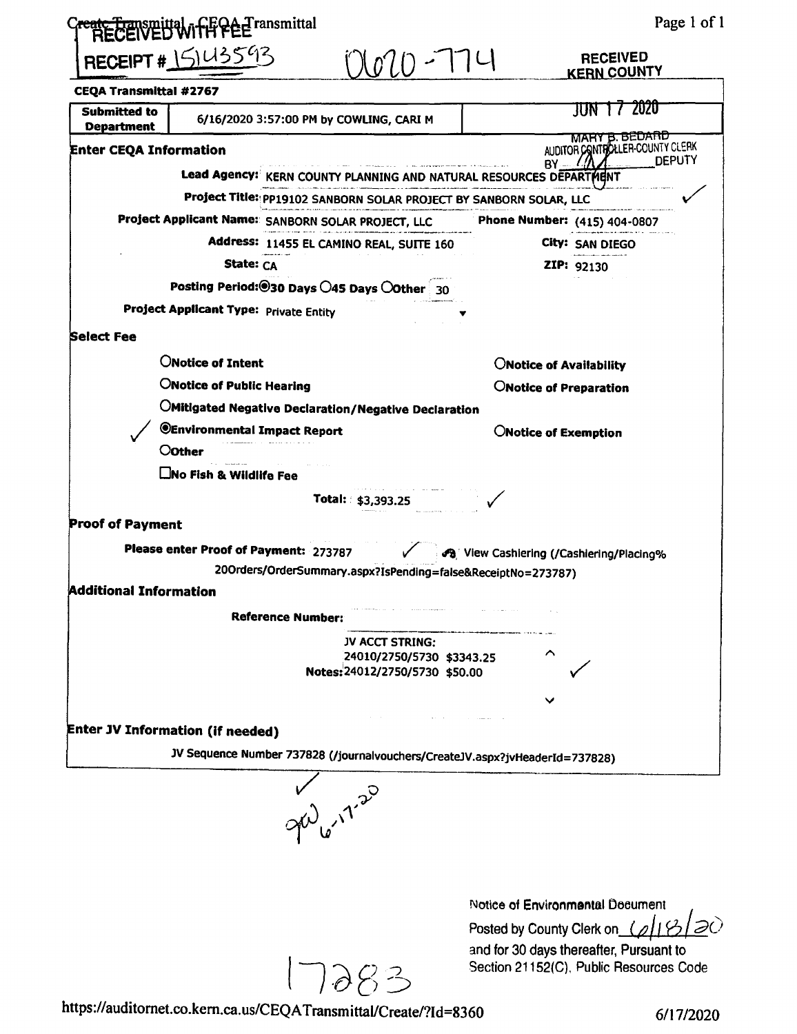Create Transmittal - CEQA Transmittal

RECEIVED WITH FEE
RECEIPT # 15143593

0620-774

RECEIVED
KERN COUNTY

**CEQA Transmittal #2767**

| Submitted to Department | 6/16/2020 3:57:00 PM by COWLING, CARI M | JUN 17 2020 |
|---|---|---|

MARY B. BEDARD
AUDITOR CONTROLLER-COUNTY CLERK
BY ______ DEPUTY

## Enter CEQA Information

**Lead Agency:** KERN COUNTY PLANNING AND NATURAL RESOURCES DEPARTMENT

**Project Title:** PP19102 SANBORN SOLAR PROJECT BY SANBORN SOLAR, LLC ✓

**Project Applicant Name:** SANBORN SOLAR PROJECT, LLC **Phone Number:** (415) 404-0807

**Address:** 11455 EL CAMINO REAL, SUITE 160 **City:** SAN DIEGO

**State:** CA **ZIP:** 92130

**Posting Period:** ◉30 Days ○45 Days ○Other 30

**Project Applicant Type:** Private Entity

## Select Fee

- ○**Notice of Intent**
- ○**Notice of Availability**
- ○**Notice of Public Hearing**
- ○**Notice of Preparation**
- ○**Mitigated Negative Declaration/Negative Declaration**
- ✓ ◉**Environmental Impact Report**
- ○**Notice of Exemption**
- ○**Other**
- ☐**No Fish & Wildlife Fee**

**Total:** $3,393.25 ✓

## Proof of Payment

**Please enter Proof of Payment:** 273787 ✓ View Cashiering (/Cashiering/Placing%20Orders/OrderSummary.aspx?IsPending=false&ReceiptNo=273787)

## Additional Information

**Reference Number:**

**Notes:**
JV ACCT STRING:
24010/2750/5730 $3343.25
24012/2750/5730 $50.00 ✓

## Enter JV Information (if needed)

JV Sequence Number 737828 (/journalvouchers/CreateJV.aspx?jvHeaderId=737828)

✓ gw 6-17-20

17283

Notice of Environmental Document
Posted by County Clerk on 6/18/20
and for 30 days thereafter, Pursuant to Section 21152(C), Public Resources Code

https://auditornet.co.kern.ca.us/CEQATransmittal/Create/?Id=8360 6/17/2020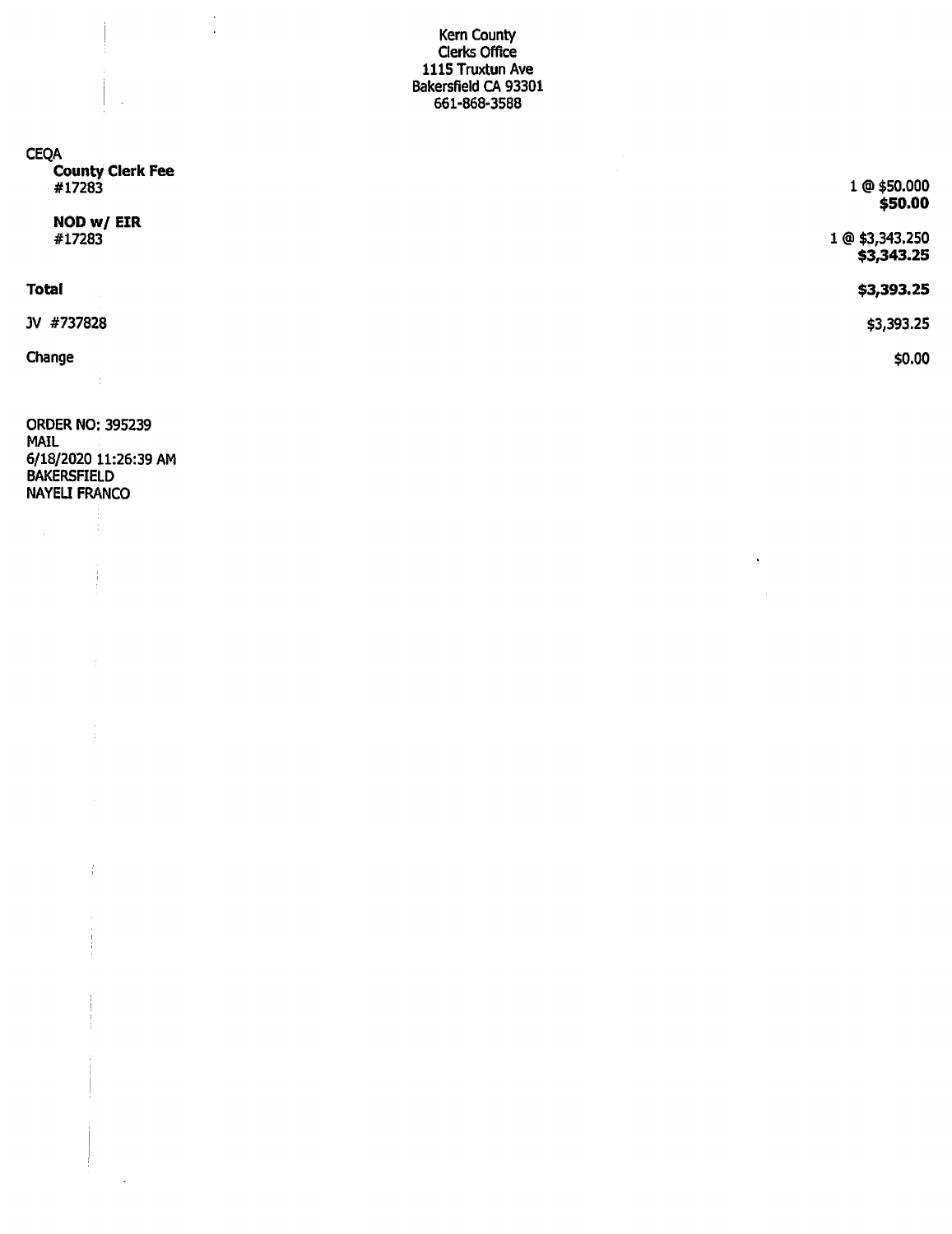Kern County
Clerks Office
1115 Truxtun Ave
Bakersfield CA 93301
661-868-3588

CEQA

| | |
|---|---|
| **County Clerk Fee** #17283 | 1 @ $50.000 **$50.00** |
| **NOD w/ EIR** #17283 | 1 @ $3,343.250 **$3,343.25** |
| **Total** | **$3,393.25** |
| JV #737828 | $3,393.25 |
| Change | $0.00 |

ORDER NO: 395239
MAIL
6/18/2020 11:26:39 AM
BAKERSFIELD
NAYELI FRANCO